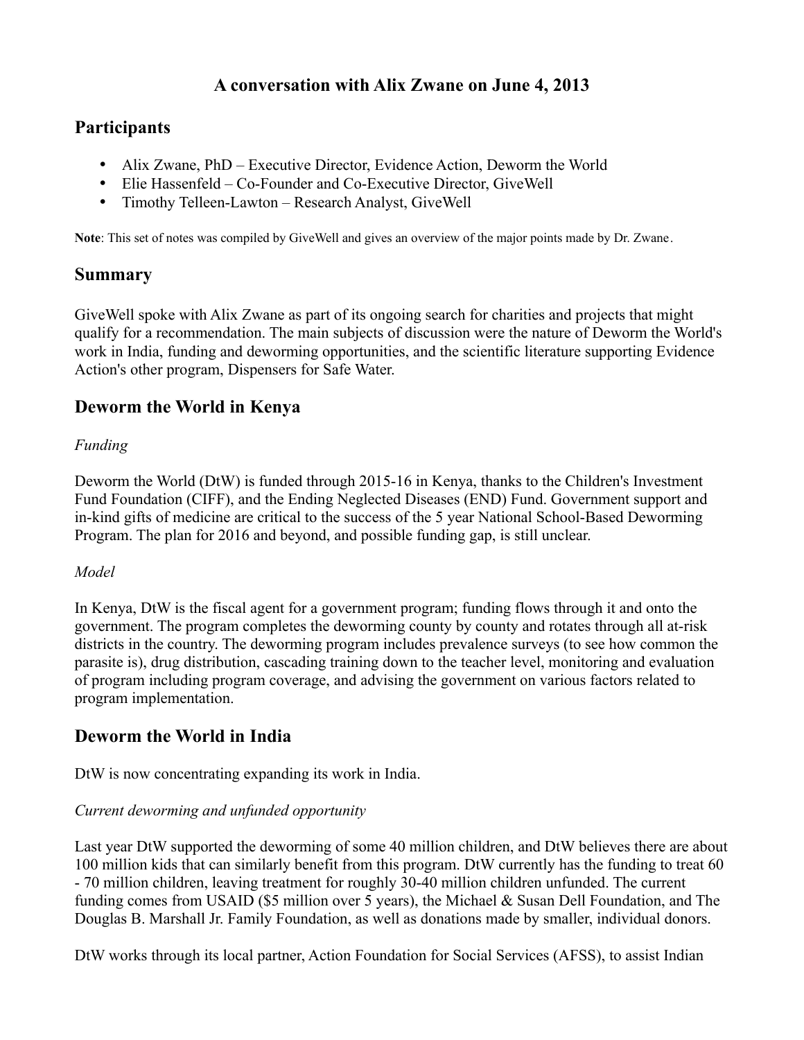# A conversation with Alix Zwane on June 4, 2013

## Participants

- Alix Zwane, PhD – Executive Director, Evidence Action, Deworm the World
- Elie Hassenfeld – Co-Founder and Co-Executive Director, GiveWell
- Timothy Telleen-Lawton – Research Analyst, GiveWell

**Note**: This set of notes was compiled by GiveWell and gives an overview of the major points made by Dr. Zwane.

## Summary

GiveWell spoke with Alix Zwane as part of its ongoing search for charities and projects that might qualify for a recommendation. The main subjects of discussion were the nature of Deworm the World's work in India, funding and deworming opportunities, and the scientific literature supporting Evidence Action's other program, Dispensers for Safe Water.

## Deworm the World in Kenya

*Funding*

Deworm the World (DtW) is funded through 2015-16 in Kenya, thanks to the Children's Investment Fund Foundation (CIFF), and the Ending Neglected Diseases (END) Fund. Government support and in-kind gifts of medicine are critical to the success of the 5 year National School-Based Deworming Program. The plan for 2016 and beyond, and possible funding gap, is still unclear.

*Model*

In Kenya, DtW is the fiscal agent for a government program; funding flows through it and onto the government. The program completes the deworming county by county and rotates through all at-risk districts in the country. The deworming program includes prevalence surveys (to see how common the parasite is), drug distribution, cascading training down to the teacher level, monitoring and evaluation of program including program coverage, and advising the government on various factors related to program implementation.

## Deworm the World in India

DtW is now concentrating expanding its work in India.

*Current deworming and unfunded opportunity*

Last year DtW supported the deworming of some 40 million children, and DtW believes there are about 100 million kids that can similarly benefit from this program. DtW currently has the funding to treat 60 - 70 million children, leaving treatment for roughly 30-40 million children unfunded. The current funding comes from USAID ($5 million over 5 years), the Michael & Susan Dell Foundation, and The Douglas B. Marshall Jr. Family Foundation, as well as donations made by smaller, individual donors.

DtW works through its local partner, Action Foundation for Social Services (AFSS), to assist Indian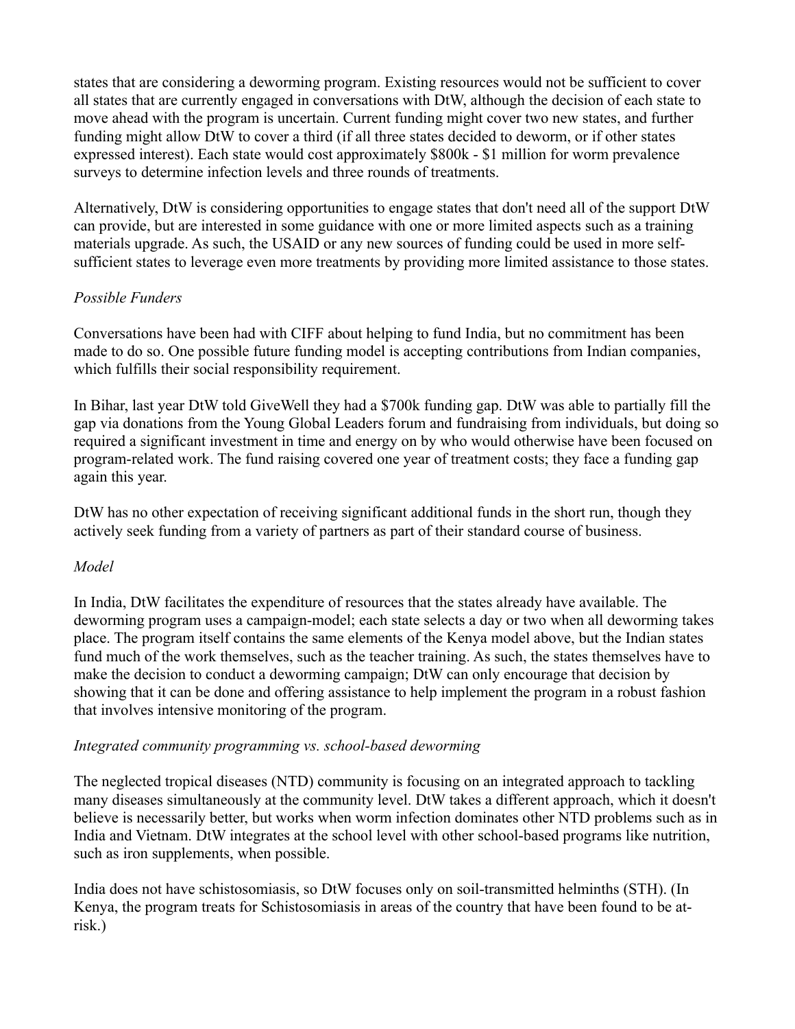states that are considering a deworming program. Existing resources would not be sufficient to cover all states that are currently engaged in conversations with DtW, although the decision of each state to move ahead with the program is uncertain. Current funding might cover two new states, and further funding might allow DtW to cover a third (if all three states decided to deworm, or if other states expressed interest). Each state would cost approximately $800k - $1 million for worm prevalence surveys to determine infection levels and three rounds of treatments.

Alternatively, DtW is considering opportunities to engage states that don't need all of the support DtW can provide, but are interested in some guidance with one or more limited aspects such as a training materials upgrade. As such, the USAID or any new sources of funding could be used in more self-sufficient states to leverage even more treatments by providing more limited assistance to those states.

*Possible Funders*

Conversations have been had with CIFF about helping to fund India, but no commitment has been made to do so. One possible future funding model is accepting contributions from Indian companies, which fulfills their social responsibility requirement.

In Bihar, last year DtW told GiveWell they had a $700k funding gap. DtW was able to partially fill the gap via donations from the Young Global Leaders forum and fundraising from individuals, but doing so required a significant investment in time and energy on by who would otherwise have been focused on program-related work. The fund raising covered one year of treatment costs; they face a funding gap again this year.

DtW has no other expectation of receiving significant additional funds in the short run, though they actively seek funding from a variety of partners as part of their standard course of business.

*Model*

In India, DtW facilitates the expenditure of resources that the states already have available. The deworming program uses a campaign-model; each state selects a day or two when all deworming takes place. The program itself contains the same elements of the Kenya model above, but the Indian states fund much of the work themselves, such as the teacher training. As such, the states themselves have to make the decision to conduct a deworming campaign; DtW can only encourage that decision by showing that it can be done and offering assistance to help implement the program in a robust fashion that involves intensive monitoring of the program.

*Integrated community programming vs. school-based deworming*

The neglected tropical diseases (NTD) community is focusing on an integrated approach to tackling many diseases simultaneously at the community level. DtW takes a different approach, which it doesn't believe is necessarily better, but works when worm infection dominates other NTD problems such as in India and Vietnam. DtW integrates at the school level with other school-based programs like nutrition, such as iron supplements, when possible.

India does not have schistosomiasis, so DtW focuses only on soil-transmitted helminths (STH). (In Kenya, the program treats for Schistosomiasis in areas of the country that have been found to be at-risk.)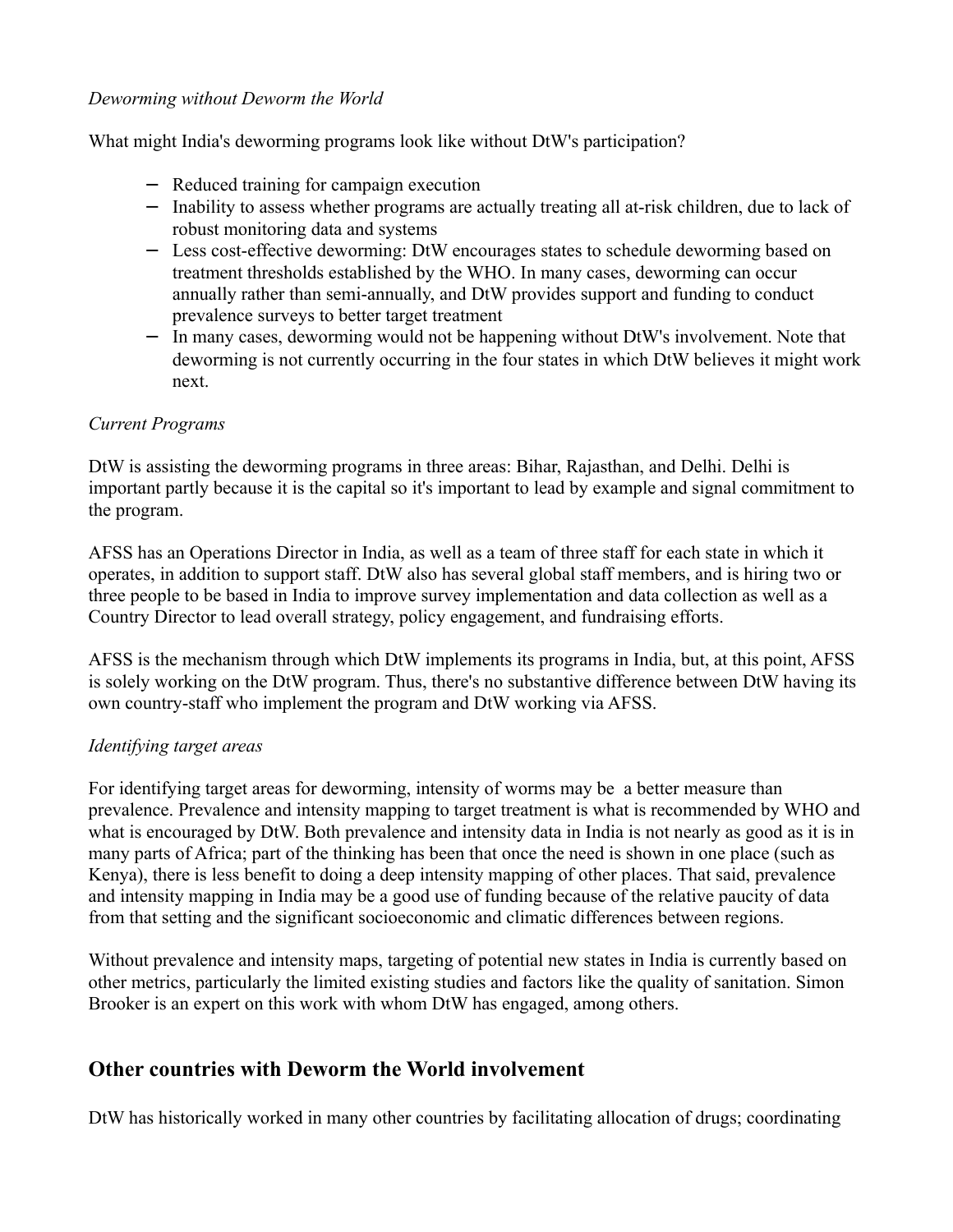*Deworming without Deworm the World*

What might India's deworming programs look like without DtW's participation?

- Reduced training for campaign execution
- Inability to assess whether programs are actually treating all at-risk children, due to lack of robust monitoring data and systems
- Less cost-effective deworming: DtW encourages states to schedule deworming based on treatment thresholds established by the WHO. In many cases, deworming can occur annually rather than semi-annually, and DtW provides support and funding to conduct prevalence surveys to better target treatment
- In many cases, deworming would not be happening without DtW's involvement. Note that deworming is not currently occurring in the four states in which DtW believes it might work next.

*Current Programs*

DtW is assisting the deworming programs in three areas: Bihar, Rajasthan, and Delhi. Delhi is important partly because it is the capital so it's important to lead by example and signal commitment to the program.

AFSS has an Operations Director in India, as well as a team of three staff for each state in which it operates, in addition to support staff. DtW also has several global staff members, and is hiring two or three people to be based in India to improve survey implementation and data collection as well as a Country Director to lead overall strategy, policy engagement, and fundraising efforts.

AFSS is the mechanism through which DtW implements its programs in India, but, at this point, AFSS is solely working on the DtW program. Thus, there's no substantive difference between DtW having its own country-staff who implement the program and DtW working via AFSS.

*Identifying target areas*

For identifying target areas for deworming, intensity of worms may be a better measure than prevalence. Prevalence and intensity mapping to target treatment is what is recommended by WHO and what is encouraged by DtW. Both prevalence and intensity data in India is not nearly as good as it is in many parts of Africa; part of the thinking has been that once the need is shown in one place (such as Kenya), there is less benefit to doing a deep intensity mapping of other places. That said, prevalence and intensity mapping in India may be a good use of funding because of the relative paucity of data from that setting and the significant socioeconomic and climatic differences between regions.

Without prevalence and intensity maps, targeting of potential new states in India is currently based on other metrics, particularly the limited existing studies and factors like the quality of sanitation. Simon Brooker is an expert on this work with whom DtW has engaged, among others.

## Other countries with Deworm the World involvement

DtW has historically worked in many other countries by facilitating allocation of drugs; coordinating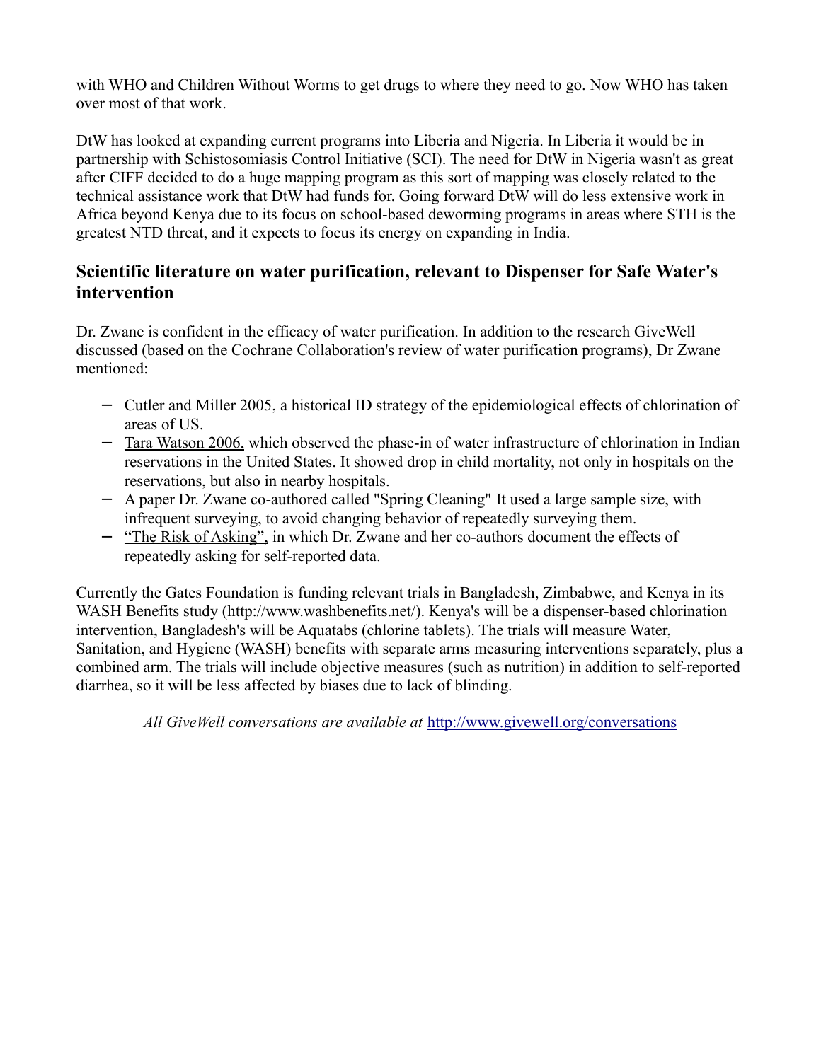with WHO and Children Without Worms to get drugs to where they need to go. Now WHO has taken over most of that work.

DtW has looked at expanding current programs into Liberia and Nigeria. In Liberia it would be in partnership with Schistosomiasis Control Initiative (SCI). The need for DtW in Nigeria wasn't as great after CIFF decided to do a huge mapping program as this sort of mapping was closely related to the technical assistance work that DtW had funds for. Going forward DtW will do less extensive work in Africa beyond Kenya due to its focus on school-based deworming programs in areas where STH is the greatest NTD threat, and it expects to focus its energy on expanding in India.

## Scientific literature on water purification, relevant to Dispenser for Safe Water's intervention

Dr. Zwane is confident in the efficacy of water purification. In addition to the research GiveWell discussed (based on the Cochrane Collaboration's review of water purification programs), Dr Zwane mentioned:

- Cutler and Miller 2005, a historical ID strategy of the epidemiological effects of chlorination of areas of US.
- Tara Watson 2006, which observed the phase-in of water infrastructure of chlorination in Indian reservations in the United States. It showed drop in child mortality, not only in hospitals on the reservations, but also in nearby hospitals.
- A paper Dr. Zwane co-authored called "Spring Cleaning" It used a large sample size, with infrequent surveying, to avoid changing behavior of repeatedly surveying them.
- "The Risk of Asking", in which Dr. Zwane and her co-authors document the effects of repeatedly asking for self-reported data.

Currently the Gates Foundation is funding relevant trials in Bangladesh, Zimbabwe, and Kenya in its WASH Benefits study (http://www.washbenefits.net/). Kenya's will be a dispenser-based chlorination intervention, Bangladesh's will be Aquatabs (chlorine tablets). The trials will measure Water, Sanitation, and Hygiene (WASH) benefits with separate arms measuring interventions separately, plus a combined arm. The trials will include objective measures (such as nutrition) in addition to self-reported diarrhea, so it will be less affected by biases due to lack of blinding.

*All GiveWell conversations are available at* http://www.givewell.org/conversations